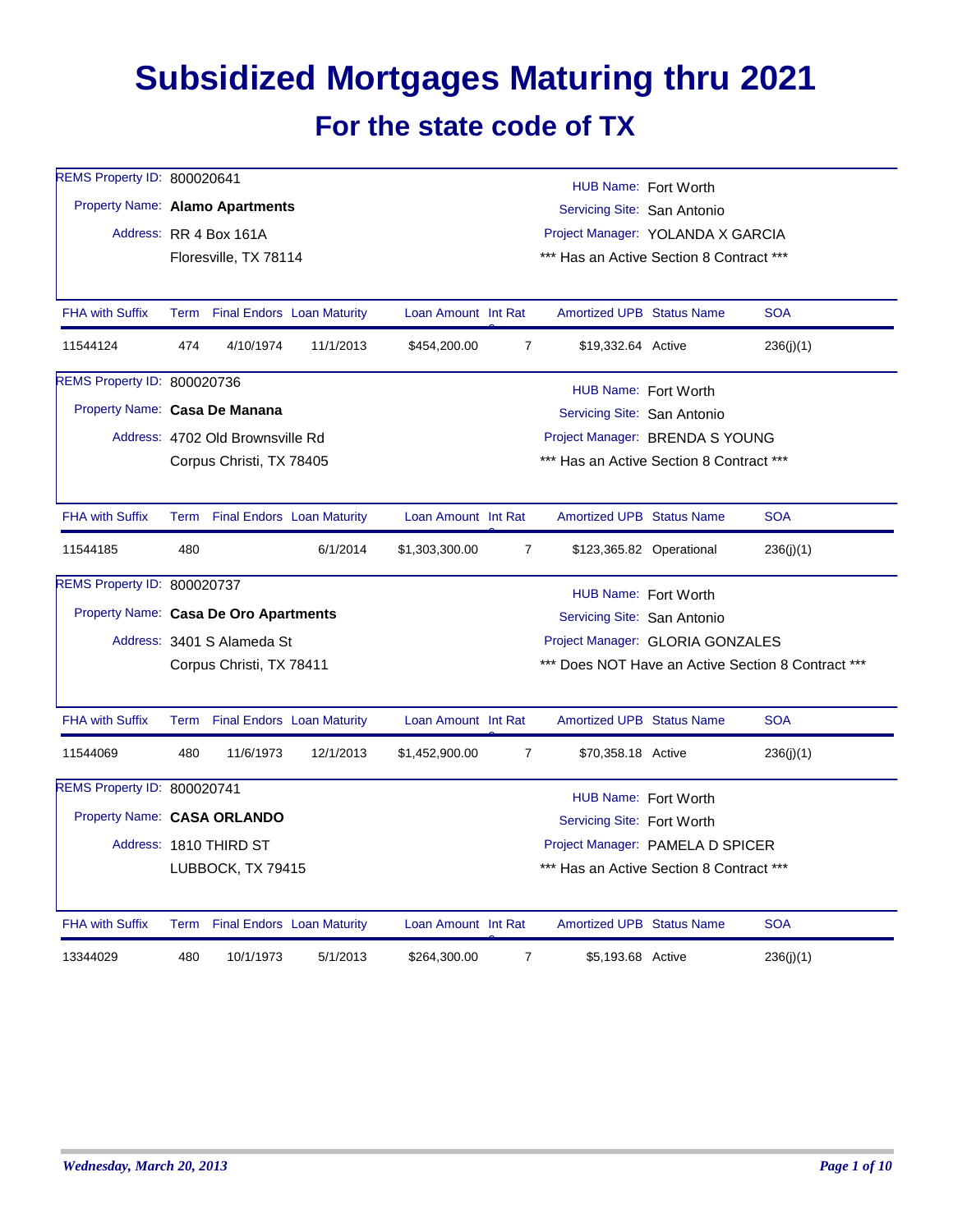# Subsidized Mortgages Maturing thru 2021

## For the state code of TX

REMS Property ID: 800020641
Property Name: **Alamo Apartments**
Address: RR 4 Box 161A
Floresville, TX 78114

HUB Name: Fort Worth
Servicing Site: San Antonio
Project Manager: YOLANDA X GARCIA
*** Has an Active Section 8 Contract ***

| FHA with Suffix | Term | Final Endors | Loan Maturity | Loan Amount | Int Rate | Amortized UPB | Status Name | SOA |
|---|---|---|---|---|---|---|---|---|
| 11544124 | 474 | 4/10/1974 | 11/1/2013 | $454,200.00 | 7 | $19,332.64 | Active | 236(j)(1) |

REMS Property ID: 800020736
Property Name: **Casa De Manana**
Address: 4702 Old Brownsville Rd
Corpus Christi, TX 78405

HUB Name: Fort Worth
Servicing Site: San Antonio
Project Manager: BRENDA S YOUNG
*** Has an Active Section 8 Contract ***

| FHA with Suffix | Term | Final Endors | Loan Maturity | Loan Amount | Int Rate | Amortized UPB | Status Name | SOA |
|---|---|---|---|---|---|---|---|---|
| 11544185 | 480 | | 6/1/2014 | $1,303,300.00 | 7 | $123,365.82 | Operational | 236(j)(1) |

REMS Property ID: 800020737
Property Name: **Casa De Oro Apartments**
Address: 3401 S Alameda St
Corpus Christi, TX 78411

HUB Name: Fort Worth
Servicing Site: San Antonio
Project Manager: GLORIA GONZALES
*** Does NOT Have an Active Section 8 Contract ***

| FHA with Suffix | Term | Final Endors | Loan Maturity | Loan Amount | Int Rate | Amortized UPB | Status Name | SOA |
|---|---|---|---|---|---|---|---|---|
| 11544069 | 480 | 11/6/1973 | 12/1/2013 | $1,452,900.00 | 7 | $70,358.18 | Active | 236(j)(1) |

REMS Property ID: 800020741
Property Name: **CASA ORLANDO**
Address: 1810 THIRD ST
LUBBOCK, TX 79415

HUB Name: Fort Worth
Servicing Site: Fort Worth
Project Manager: PAMELA D SPICER
*** Has an Active Section 8 Contract ***

| FHA with Suffix | Term | Final Endors | Loan Maturity | Loan Amount | Int Rate | Amortized UPB | Status Name | SOA |
|---|---|---|---|---|---|---|---|---|
| 13344029 | 480 | 10/1/1973 | 5/1/2013 | $264,300.00 | 7 | $5,193.68 | Active | 236(j)(1) |

*Wednesday, March 20, 2013*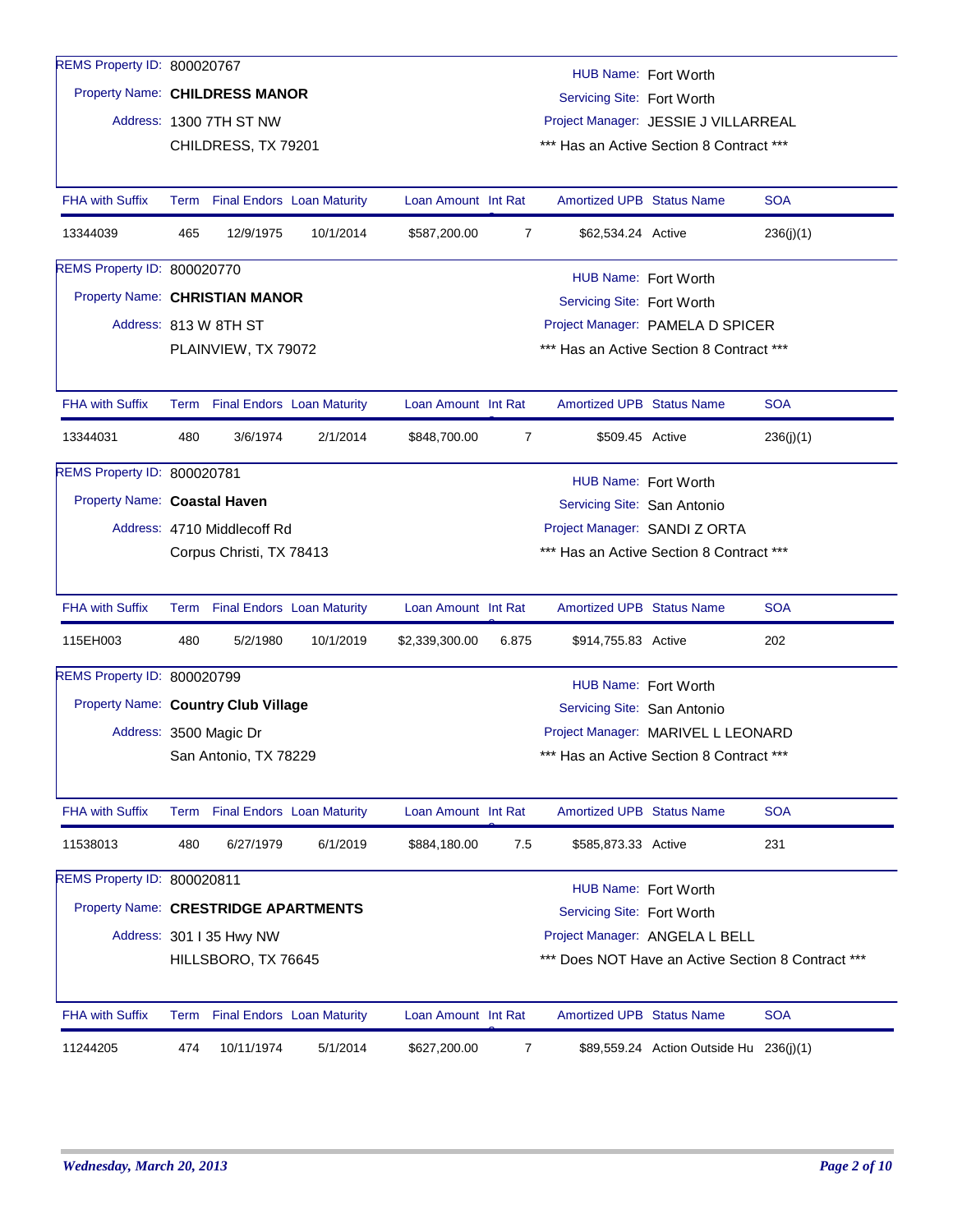REMS Property ID: 800020767

Property Name: **CHILDRESS MANOR**

Address: 1300 7TH ST NW
CHILDRESS, TX 79201

HUB Name: Fort Worth
Servicing Site: Fort Worth
Project Manager: JESSIE J VILLARREAL
*** Has an Active Section 8 Contract ***

| FHA with Suffix | Term | Final Endors | Loan Maturity | Loan Amount | Int Rat | Amortized UPB | Status Name | SOA |
|---|---|---|---|---|---|---|---|---|
| 13344039 | 465 | 12/9/1975 | 10/1/2014 | $587,200.00 | 7 | $62,534.24 | Active | 236(j)(1) |

REMS Property ID: 800020770

Property Name: **CHRISTIAN MANOR**

Address: 813 W 8TH ST
PLAINVIEW, TX 79072

HUB Name: Fort Worth
Servicing Site: Fort Worth
Project Manager: PAMELA D SPICER
*** Has an Active Section 8 Contract ***

| FHA with Suffix | Term | Final Endors | Loan Maturity | Loan Amount | Int Rat | Amortized UPB | Status Name | SOA |
|---|---|---|---|---|---|---|---|---|
| 13344031 | 480 | 3/6/1974 | 2/1/2014 | $848,700.00 | 7 | $509.45 | Active | 236(j)(1) |

REMS Property ID: 800020781

Property Name: **Coastal Haven**

Address: 4710 Middlecoff Rd
Corpus Christi, TX 78413

HUB Name: Fort Worth
Servicing Site: San Antonio
Project Manager: SANDI Z ORTA
*** Has an Active Section 8 Contract ***

| FHA with Suffix | Term | Final Endors | Loan Maturity | Loan Amount | Int Rat | Amortized UPB | Status Name | SOA |
|---|---|---|---|---|---|---|---|---|
| 115EH003 | 480 | 5/2/1980 | 10/1/2019 | $2,339,300.00 | 6.875 | $914,755.83 | Active | 202 |

REMS Property ID: 800020799

Property Name: **Country Club Village**

Address: 3500 Magic Dr
San Antonio, TX 78229

HUB Name: Fort Worth
Servicing Site: San Antonio
Project Manager: MARIVEL L LEONARD
*** Has an Active Section 8 Contract ***

| FHA with Suffix | Term | Final Endors | Loan Maturity | Loan Amount | Int Rat | Amortized UPB | Status Name | SOA |
|---|---|---|---|---|---|---|---|---|
| 11538013 | 480 | 6/27/1979 | 6/1/2019 | $884,180.00 | 7.5 | $585,873.33 | Active | 231 |

REMS Property ID: 800020811

Property Name: **CRESTRIDGE APARTMENTS**

Address: 301 I 35 Hwy NW
HILLSBORO, TX 76645

HUB Name: Fort Worth
Servicing Site: Fort Worth
Project Manager: ANGELA L BELL
*** Does NOT Have an Active Section 8 Contract ***

| FHA with Suffix | Term | Final Endors | Loan Maturity | Loan Amount | Int Rat | Amortized UPB | Status Name | SOA |
|---|---|---|---|---|---|---|---|---|
| 11244205 | 474 | 10/11/1974 | 5/1/2014 | $627,200.00 | 7 | $89,559.24 | Action Outside Hu | 236(j)(1) |

*Wednesday, March 20, 2013*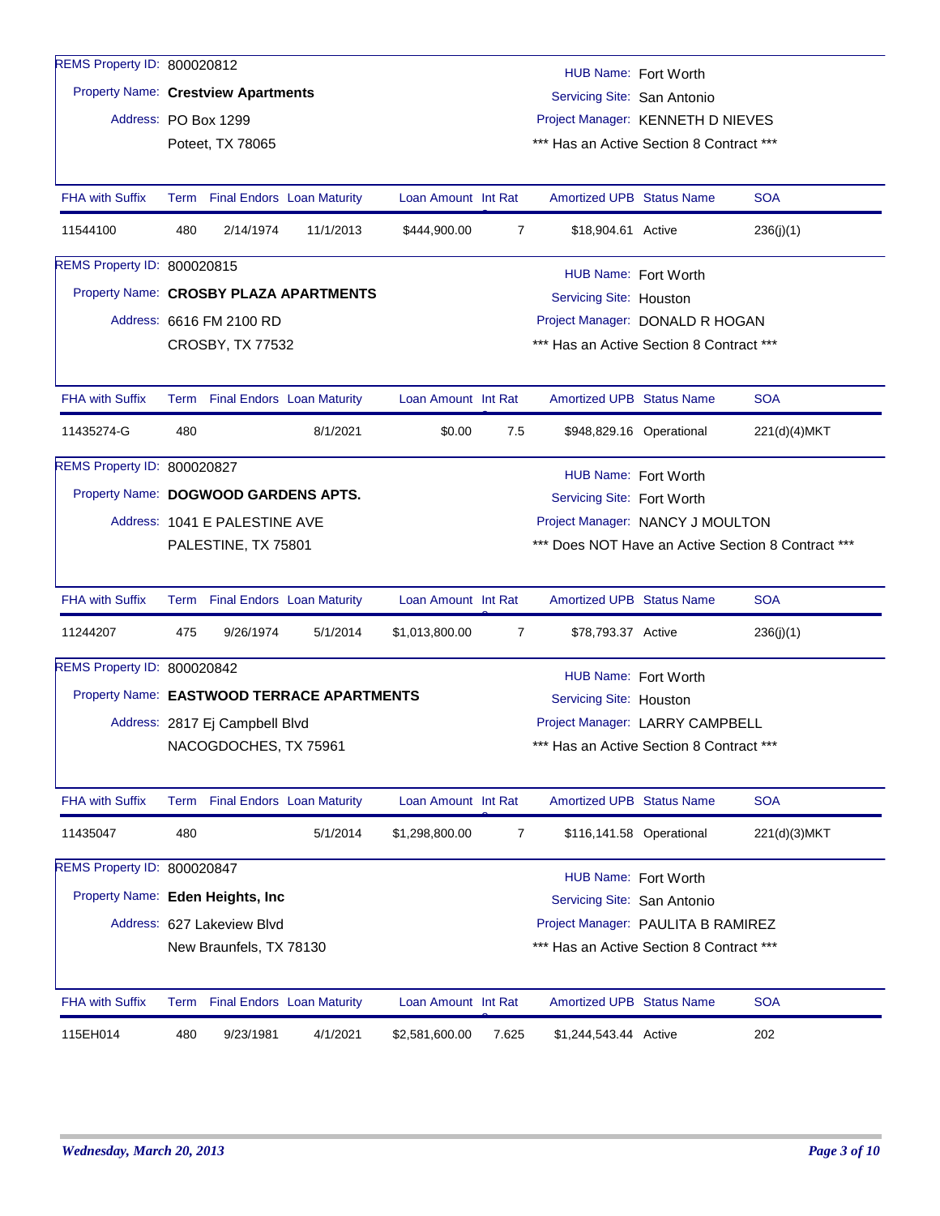**REMS Property ID:** 800020812
**Property Name:** **Crestview Apartments**
**Address:** PO Box 1299
Poteet, TX 78065

**HUB Name:** Fort Worth
**Servicing Site:** San Antonio
**Project Manager:** KENNETH D NIEVES
\*\*\* Has an Active Section 8 Contract \*\*\*

| FHA with Suffix | Term | Final Endors | Loan Maturity | Loan Amount | Int Rate | Amortized UPB | Status Name | SOA |
|---|---|---|---|---|---|---|---|---|
| 11544100 | 480 | 2/14/1974 | 11/1/2013 | $444,900.00 | 7 | $18,904.61 | Active | 236(j)(1) |

**REMS Property ID:** 800020815
**Property Name:** **CROSBY PLAZA APARTMENTS**
**Address:** 6616 FM 2100 RD
CROSBY, TX 77532

**HUB Name:** Fort Worth
**Servicing Site:** Houston
**Project Manager:** DONALD R HOGAN
\*\*\* Has an Active Section 8 Contract \*\*\*

| FHA with Suffix | Term | Final Endors | Loan Maturity | Loan Amount | Int Rate | Amortized UPB | Status Name | SOA |
|---|---|---|---|---|---|---|---|---|
| 11435274-G | 480 | | 8/1/2021 | $0.00 | 7.5 | $948,829.16 | Operational | 221(d)(4)MKT |

**REMS Property ID:** 800020827
**Property Name:** **DOGWOOD GARDENS APTS.**
**Address:** 1041 E PALESTINE AVE
PALESTINE, TX 75801

**HUB Name:** Fort Worth
**Servicing Site:** Fort Worth
**Project Manager:** NANCY J MOULTON
\*\*\* Does NOT Have an Active Section 8 Contract \*\*\*

| FHA with Suffix | Term | Final Endors | Loan Maturity | Loan Amount | Int Rate | Amortized UPB | Status Name | SOA |
|---|---|---|---|---|---|---|---|---|
| 11244207 | 475 | 9/26/1974 | 5/1/2014 | $1,013,800.00 | 7 | $78,793.37 | Active | 236(j)(1) |

**REMS Property ID:** 800020842
**Property Name:** **EASTWOOD TERRACE APARTMENTS**
**Address:** 2817 Ej Campbell Blvd
NACOGDOCHES, TX 75961

**HUB Name:** Fort Worth
**Servicing Site:** Houston
**Project Manager:** LARRY CAMPBELL
\*\*\* Has an Active Section 8 Contract \*\*\*

| FHA with Suffix | Term | Final Endors | Loan Maturity | Loan Amount | Int Rate | Amortized UPB | Status Name | SOA |
|---|---|---|---|---|---|---|---|---|
| 11435047 | 480 | | 5/1/2014 | $1,298,800.00 | 7 | $116,141.58 | Operational | 221(d)(3)MKT |

**REMS Property ID:** 800020847
**Property Name:** **Eden Heights, Inc**
**Address:** 627 Lakeview Blvd
New Braunfels, TX 78130

**HUB Name:** Fort Worth
**Servicing Site:** San Antonio
**Project Manager:** PAULITA B RAMIREZ
\*\*\* Has an Active Section 8 Contract \*\*\*

| FHA with Suffix | Term | Final Endors | Loan Maturity | Loan Amount | Int Rate | Amortized UPB | Status Name | SOA |
|---|---|---|---|---|---|---|---|---|
| 115EH014 | 480 | 9/23/1981 | 4/1/2021 | $2,581,600.00 | 7.625 | $1,244,543.44 | Active | 202 |

*Wednesday, March 20, 2013*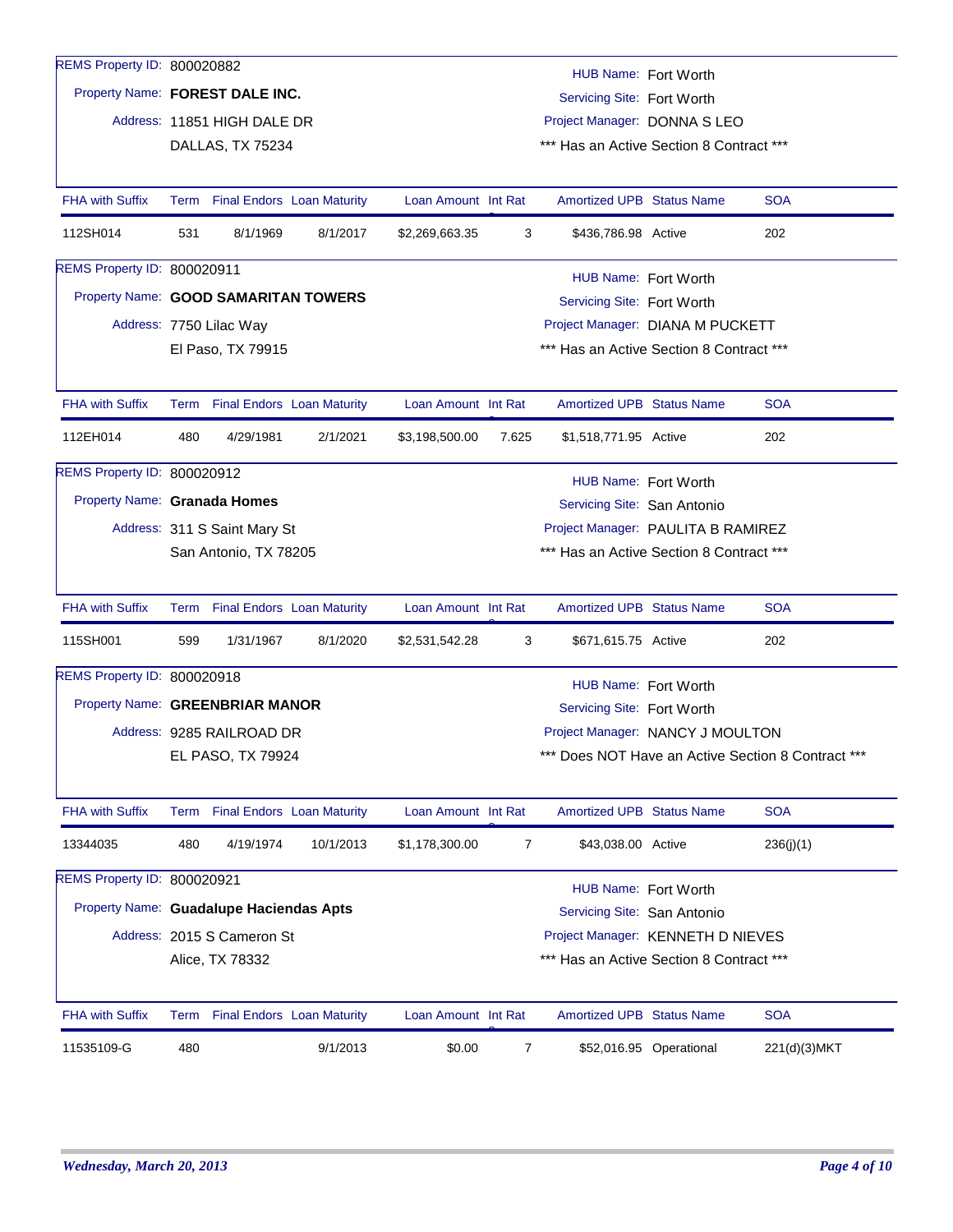REMS Property ID: 800020882

Property Name: **FOREST DALE INC.**

Address: 11851 HIGH DALE DR
DALLAS, TX 75234

HUB Name: Fort Worth
Servicing Site: Fort Worth
Project Manager: DONNA S LEO
*** Has an Active Section 8 Contract ***

| FHA with Suffix | Term | Final Endors | Loan Maturity | Loan Amount | Int Rat | Amortized UPB | Status Name | SOA |
|---|---|---|---|---|---|---|---|---|
| 112SH014 | 531 | 8/1/1969 | 8/1/2017 | $2,269,663.35 | 3 | $436,786.98 | Active | 202 |

REMS Property ID: 800020911

Property Name: **GOOD SAMARITAN TOWERS**

Address: 7750 Lilac Way
El Paso, TX 79915

HUB Name: Fort Worth
Servicing Site: Fort Worth
Project Manager: DIANA M PUCKETT
*** Has an Active Section 8 Contract ***

| FHA with Suffix | Term | Final Endors | Loan Maturity | Loan Amount | Int Rat | Amortized UPB | Status Name | SOA |
|---|---|---|---|---|---|---|---|---|
| 112EH014 | 480 | 4/29/1981 | 2/1/2021 | $3,198,500.00 | 7.625 | $1,518,771.95 | Active | 202 |

REMS Property ID: 800020912

Property Name: **Granada Homes**

Address: 311 S Saint Mary St
San Antonio, TX 78205

HUB Name: Fort Worth
Servicing Site: San Antonio
Project Manager: PAULITA B RAMIREZ
*** Has an Active Section 8 Contract ***

| FHA with Suffix | Term | Final Endors | Loan Maturity | Loan Amount | Int Rat | Amortized UPB | Status Name | SOA |
|---|---|---|---|---|---|---|---|---|
| 115SH001 | 599 | 1/31/1967 | 8/1/2020 | $2,531,542.28 | 3 | $671,615.75 | Active | 202 |

REMS Property ID: 800020918

Property Name: **GREENBRIAR MANOR**

Address: 9285 RAILROAD DR
EL PASO, TX 79924

HUB Name: Fort Worth
Servicing Site: Fort Worth
Project Manager: NANCY J MOULTON
*** Does NOT Have an Active Section 8 Contract ***

| FHA with Suffix | Term | Final Endors | Loan Maturity | Loan Amount | Int Rat | Amortized UPB | Status Name | SOA |
|---|---|---|---|---|---|---|---|---|
| 13344035 | 480 | 4/19/1974 | 10/1/2013 | $1,178,300.00 | 7 | $43,038.00 | Active | 236(j)(1) |

REMS Property ID: 800020921

Property Name: **Guadalupe Haciendas Apts**

Address: 2015 S Cameron St
Alice, TX 78332

HUB Name: Fort Worth
Servicing Site: San Antonio
Project Manager: KENNETH D NIEVES
*** Has an Active Section 8 Contract ***

| FHA with Suffix | Term | Final Endors | Loan Maturity | Loan Amount | Int Rat | Amortized UPB | Status Name | SOA |
|---|---|---|---|---|---|---|---|---|
| 11535109-G | 480 | | 9/1/2013 | $0.00 | 7 | $52,016.95 | Operational | 221(d)(3)MKT |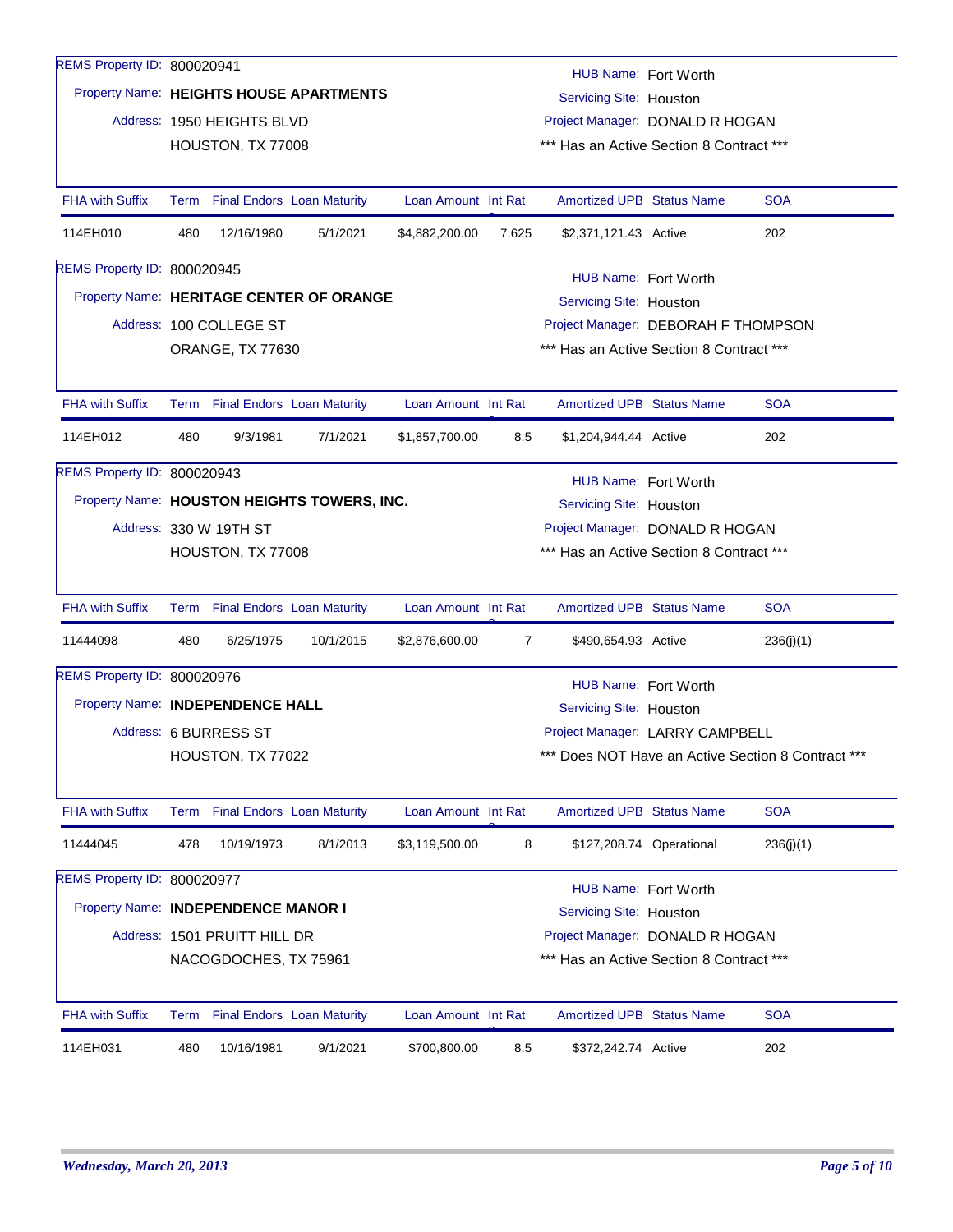REMS Property ID: 800020941

Property Name: **HEIGHTS HOUSE APARTMENTS**

Address: 1950 HEIGHTS BLVD
HOUSTON, TX 77008

HUB Name: Fort Worth
Servicing Site: Houston
Project Manager: DONALD R HOGAN
*** Has an Active Section 8 Contract ***

| FHA with Suffix | Term | Final Endors | Loan Maturity | Loan Amount | Int Rat | Amortized UPB | Status Name | SOA |
|---|---|---|---|---|---|---|---|---|
| 114EH010 | 480 | 12/16/1980 | 5/1/2021 | $4,882,200.00 | 7.625 | $2,371,121.43 | Active | 202 |

REMS Property ID: 800020945

Property Name: **HERITAGE CENTER OF ORANGE**

Address: 100 COLLEGE ST
ORANGE, TX 77630

HUB Name: Fort Worth
Servicing Site: Houston
Project Manager: DEBORAH F THOMPSON
*** Has an Active Section 8 Contract ***

| FHA with Suffix | Term | Final Endors | Loan Maturity | Loan Amount | Int Rat | Amortized UPB | Status Name | SOA |
|---|---|---|---|---|---|---|---|---|
| 114EH012 | 480 | 9/3/1981 | 7/1/2021 | $1,857,700.00 | 8.5 | $1,204,944.44 | Active | 202 |

REMS Property ID: 800020943

Property Name: **HOUSTON HEIGHTS TOWERS, INC.**

Address: 330 W 19TH ST
HOUSTON, TX 77008

HUB Name: Fort Worth
Servicing Site: Houston
Project Manager: DONALD R HOGAN
*** Has an Active Section 8 Contract ***

| FHA with Suffix | Term | Final Endors | Loan Maturity | Loan Amount | Int Rat | Amortized UPB | Status Name | SOA |
|---|---|---|---|---|---|---|---|---|
| 11444098 | 480 | 6/25/1975 | 10/1/2015 | $2,876,600.00 | 7 | $490,654.93 | Active | 236(j)(1) |

REMS Property ID: 800020976

Property Name: **INDEPENDENCE HALL**

Address: 6 BURRESS ST
HOUSTON, TX 77022

HUB Name: Fort Worth
Servicing Site: Houston
Project Manager: LARRY CAMPBELL
*** Does NOT Have an Active Section 8 Contract ***

| FHA with Suffix | Term | Final Endors | Loan Maturity | Loan Amount | Int Rat | Amortized UPB | Status Name | SOA |
|---|---|---|---|---|---|---|---|---|
| 11444045 | 478 | 10/19/1973 | 8/1/2013 | $3,119,500.00 | 8 | $127,208.74 | Operational | 236(j)(1) |

REMS Property ID: 800020977

Property Name: **INDEPENDENCE MANOR I**

Address: 1501 PRUITT HILL DR
NACOGDOCHES, TX 75961

HUB Name: Fort Worth
Servicing Site: Houston
Project Manager: DONALD R HOGAN
*** Has an Active Section 8 Contract ***

| FHA with Suffix | Term | Final Endors | Loan Maturity | Loan Amount | Int Rat | Amortized UPB | Status Name | SOA |
|---|---|---|---|---|---|---|---|---|
| 114EH031 | 480 | 10/16/1981 | 9/1/2021 | $700,800.00 | 8.5 | $372,242.74 | Active | 202 |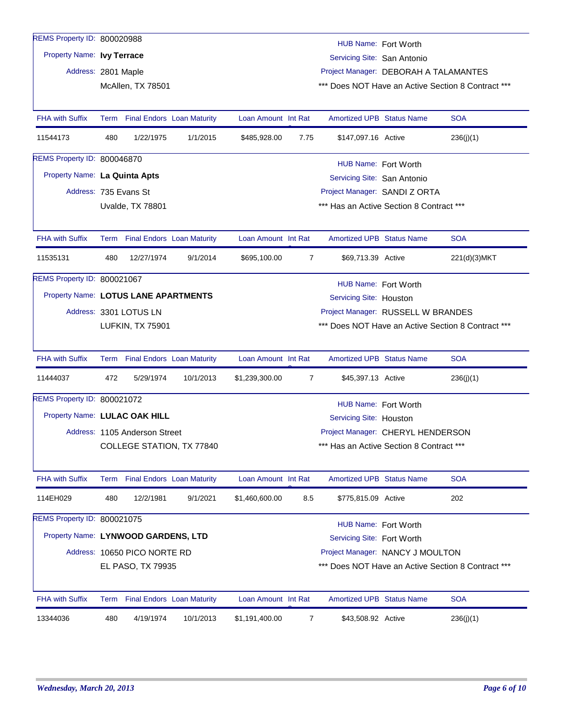REMS Property ID: 800020988

Property Name: **Ivy Terrace**

Address: 2801 Maple
McAllen, TX 78501

HUB Name: Fort Worth
Servicing Site: San Antonio
Project Manager: DEBORAH A TALAMANTES
*** Does NOT Have an Active Section 8 Contract ***

| FHA with Suffix | Term | Final Endors | Loan Maturity | Loan Amount | Int Rat | Amortized UPB | Status Name | SOA |
|---|---|---|---|---|---|---|---|---|
| 11544173 | 480 | 1/22/1975 | 1/1/2015 | $485,928.00 | 7.75 | $147,097.16 | Active | 236(j)(1) |

REMS Property ID: 800046870

Property Name: **La Quinta Apts**

Address: 735 Evans St
Uvalde, TX 78801

HUB Name: Fort Worth
Servicing Site: San Antonio
Project Manager: SANDI Z ORTA
*** Has an Active Section 8 Contract ***

| FHA with Suffix | Term | Final Endors | Loan Maturity | Loan Amount | Int Rat | Amortized UPB | Status Name | SOA |
|---|---|---|---|---|---|---|---|---|
| 11535131 | 480 | 12/27/1974 | 9/1/2014 | $695,100.00 | 7 | $69,713.39 | Active | 221(d)(3)MKT |

REMS Property ID: 800021067

Property Name: **LOTUS LANE APARTMENTS**

Address: 3301 LOTUS LN
LUFKIN, TX 75901

HUB Name: Fort Worth
Servicing Site: Houston
Project Manager: RUSSELL W BRANDES
*** Does NOT Have an Active Section 8 Contract ***

| FHA with Suffix | Term | Final Endors | Loan Maturity | Loan Amount | Int Rat | Amortized UPB | Status Name | SOA |
|---|---|---|---|---|---|---|---|---|
| 11444037 | 472 | 5/29/1974 | 10/1/2013 | $1,239,300.00 | 7 | $45,397.13 | Active | 236(j)(1) |

REMS Property ID: 800021072

Property Name: **LULAC OAK HILL**

Address: 1105 Anderson Street
COLLEGE STATION, TX 77840

HUB Name: Fort Worth
Servicing Site: Houston
Project Manager: CHERYL HENDERSON
*** Has an Active Section 8 Contract ***

| FHA with Suffix | Term | Final Endors | Loan Maturity | Loan Amount | Int Rat | Amortized UPB | Status Name | SOA |
|---|---|---|---|---|---|---|---|---|
| 114EH029 | 480 | 12/2/1981 | 9/1/2021 | $1,460,600.00 | 8.5 | $775,815.09 | Active | 202 |

REMS Property ID: 800021075

Property Name: **LYNWOOD GARDENS, LTD**

Address: 10650 PICO NORTE RD
EL PASO, TX 79935

HUB Name: Fort Worth
Servicing Site: Fort Worth
Project Manager: NANCY J MOULTON
*** Does NOT Have an Active Section 8 Contract ***

| FHA with Suffix | Term | Final Endors | Loan Maturity | Loan Amount | Int Rat | Amortized UPB | Status Name | SOA |
|---|---|---|---|---|---|---|---|---|
| 13344036 | 480 | 4/19/1974 | 10/1/2013 | $1,191,400.00 | 7 | $43,508.92 | Active | 236(j)(1) |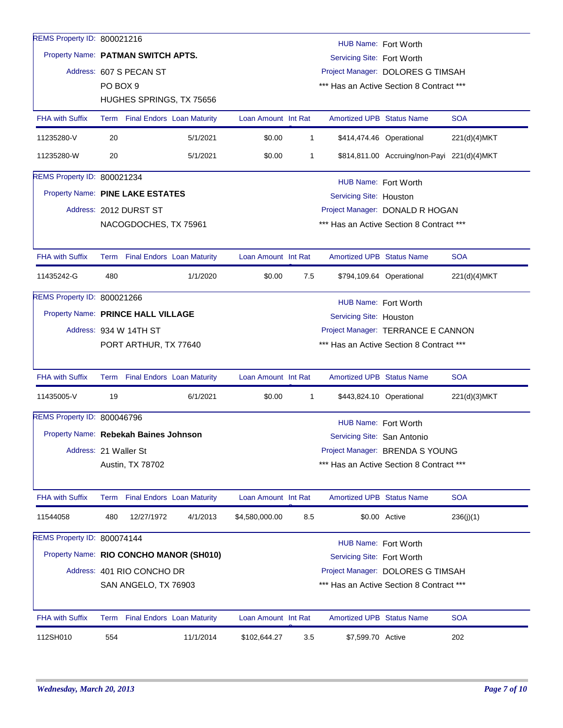REMS Property ID: 800021216

Property Name: **PATMAN SWITCH APTS.**

Address: 607 S PECAN ST
PO BOX 9
HUGHES SPRINGS, TX 75656

HUB Name: Fort Worth
Servicing Site: Fort Worth
Project Manager: DOLORES G TIMSAH
*** Has an Active Section 8 Contract ***

| FHA with Suffix | Term | Final Endors | Loan Maturity | Loan Amount | Int Rate | Amortized UPB | Status Name | SOA |
|---|---|---|---|---|---|---|---|---|
| 11235280-V | 20 | | 5/1/2021 | $0.00 | 1 | $414,474.46 | Operational | 221(d)(4)MKT |
| 11235280-W | 20 | | 5/1/2021 | $0.00 | 1 | $814,811.00 | Accruing/non-Payi | 221(d)(4)MKT |

REMS Property ID: 800021234

Property Name: **PINE LAKE ESTATES**

Address: 2012 DURST ST
NACOGDOCHES, TX 75961

HUB Name: Fort Worth
Servicing Site: Houston
Project Manager: DONALD R HOGAN
*** Has an Active Section 8 Contract ***

| FHA with Suffix | Term | Final Endors | Loan Maturity | Loan Amount | Int Rate | Amortized UPB | Status Name | SOA |
|---|---|---|---|---|---|---|---|---|
| 11435242-G | 480 | | 1/1/2020 | $0.00 | 7.5 | $794,109.64 | Operational | 221(d)(4)MKT |

REMS Property ID: 800021266

Property Name: **PRINCE HALL VILLAGE**

Address: 934 W 14TH ST
PORT ARTHUR, TX 77640

HUB Name: Fort Worth
Servicing Site: Houston
Project Manager: TERRANCE E CANNON
*** Has an Active Section 8 Contract ***

| FHA with Suffix | Term | Final Endors | Loan Maturity | Loan Amount | Int Rate | Amortized UPB | Status Name | SOA |
|---|---|---|---|---|---|---|---|---|
| 11435005-V | 19 | | 6/1/2021 | $0.00 | 1 | $443,824.10 | Operational | 221(d)(3)MKT |

REMS Property ID: 800046796

Property Name: **Rebekah Baines Johnson**

Address: 21 Waller St
Austin, TX 78702

HUB Name: Fort Worth
Servicing Site: San Antonio
Project Manager: BRENDA S YOUNG
*** Has an Active Section 8 Contract ***

| FHA with Suffix | Term | Final Endors | Loan Maturity | Loan Amount | Int Rate | Amortized UPB | Status Name | SOA |
|---|---|---|---|---|---|---|---|---|
| 11544058 | 480 | 12/27/1972 | 4/1/2013 | $4,580,000.00 | 8.5 | $0.00 | Active | 236(j)(1) |

REMS Property ID: 800074144

Property Name: **RIO CONCHO MANOR (SH010)**

Address: 401 RIO CONCHO DR
SAN ANGELO, TX 76903

HUB Name: Fort Worth
Servicing Site: Fort Worth
Project Manager: DOLORES G TIMSAH
*** Has an Active Section 8 Contract ***

| FHA with Suffix | Term | Final Endors | Loan Maturity | Loan Amount | Int Rate | Amortized UPB | Status Name | SOA |
|---|---|---|---|---|---|---|---|---|
| 112SH010 | 554 | | 11/1/2014 | $102,644.27 | 3.5 | $7,599.70 | Active | 202 |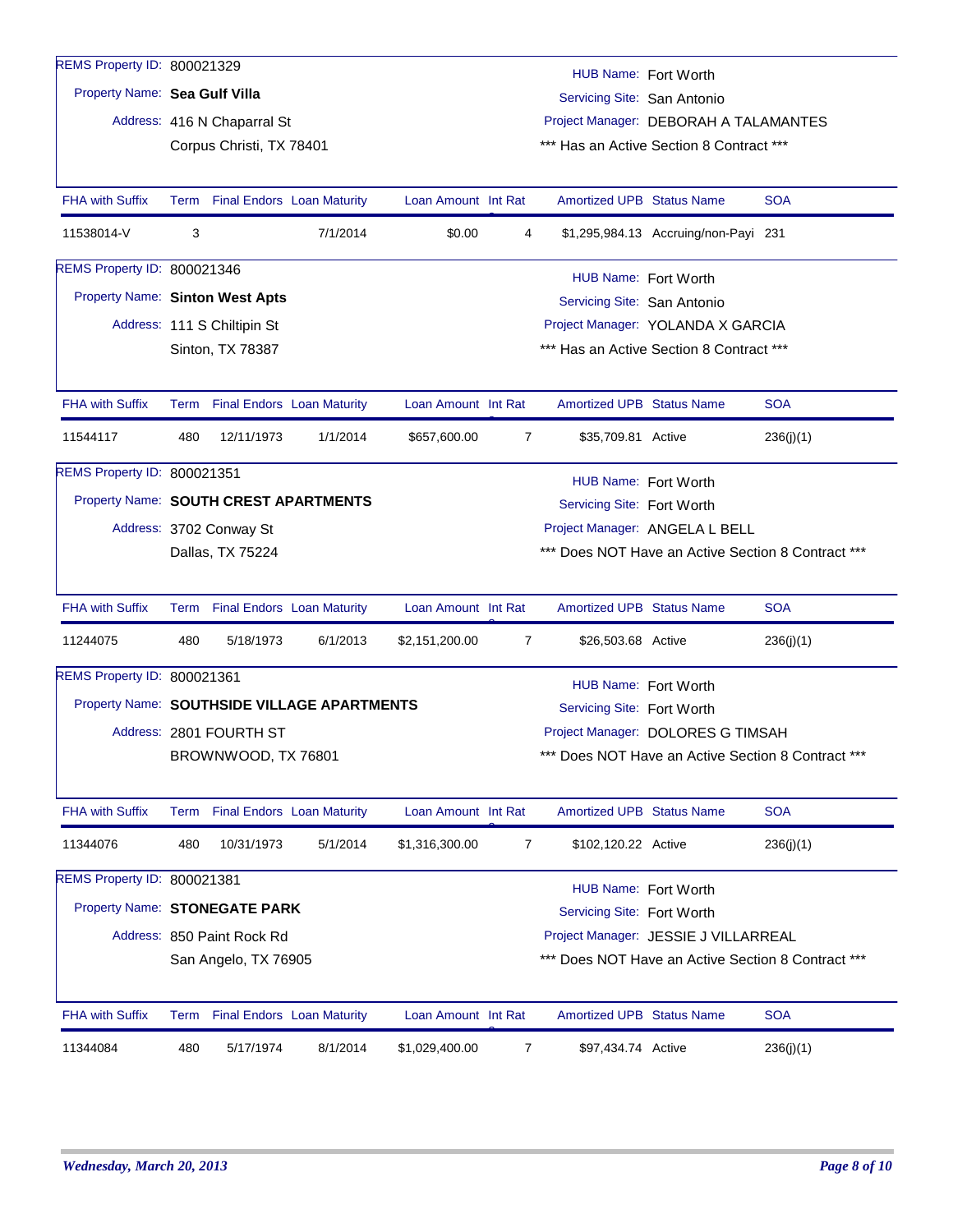REMS Property ID: 800021329

Property Name: **Sea Gulf Villa**

Address: 416 N Chaparral St
Corpus Christi, TX 78401

HUB Name: Fort Worth
Servicing Site: San Antonio
Project Manager: DEBORAH A TALAMANTES
*** Has an Active Section 8 Contract ***

| FHA with Suffix | Term | Final Endors | Loan Maturity | Loan Amount | Int Rat | Amortized UPB | Status Name | SOA |
|---|---|---|---|---|---|---|---|---|
| 11538014-V | 3 | | 7/1/2014 | $0.00 | 4 | $1,295,984.13 | Accruing/non-Payi | 231 |

REMS Property ID: 800021346

Property Name: **Sinton West Apts**

Address: 111 S Chiltipin St
Sinton, TX 78387

HUB Name: Fort Worth
Servicing Site: San Antonio
Project Manager: YOLANDA X GARCIA
*** Has an Active Section 8 Contract ***

| FHA with Suffix | Term | Final Endors | Loan Maturity | Loan Amount | Int Rat | Amortized UPB | Status Name | SOA |
|---|---|---|---|---|---|---|---|---|
| 11544117 | 480 | 12/11/1973 | 1/1/2014 | $657,600.00 | 7 | $35,709.81 | Active | 236(j)(1) |

REMS Property ID: 800021351

Property Name: **SOUTH CREST APARTMENTS**

Address: 3702 Conway St
Dallas, TX 75224

HUB Name: Fort Worth
Servicing Site: Fort Worth
Project Manager: ANGELA L BELL
*** Does NOT Have an Active Section 8 Contract ***

| FHA with Suffix | Term | Final Endors | Loan Maturity | Loan Amount | Int Rat | Amortized UPB | Status Name | SOA |
|---|---|---|---|---|---|---|---|---|
| 11244075 | 480 | 5/18/1973 | 6/1/2013 | $2,151,200.00 | 7 | $26,503.68 | Active | 236(j)(1) |

REMS Property ID: 800021361

Property Name: **SOUTHSIDE VILLAGE APARTMENTS**

Address: 2801 FOURTH ST
BROWNWOOD, TX 76801

HUB Name: Fort Worth
Servicing Site: Fort Worth
Project Manager: DOLORES G TIMSAH
*** Does NOT Have an Active Section 8 Contract ***

| FHA with Suffix | Term | Final Endors | Loan Maturity | Loan Amount | Int Rat | Amortized UPB | Status Name | SOA |
|---|---|---|---|---|---|---|---|---|
| 11344076 | 480 | 10/31/1973 | 5/1/2014 | $1,316,300.00 | 7 | $102,120.22 | Active | 236(j)(1) |

REMS Property ID: 800021381

Property Name: **STONEGATE PARK**

Address: 850 Paint Rock Rd
San Angelo, TX 76905

HUB Name: Fort Worth
Servicing Site: Fort Worth
Project Manager: JESSIE J VILLARREAL
*** Does NOT Have an Active Section 8 Contract ***

| FHA with Suffix | Term | Final Endors | Loan Maturity | Loan Amount | Int Rat | Amortized UPB | Status Name | SOA |
|---|---|---|---|---|---|---|---|---|
| 11344084 | 480 | 5/17/1974 | 8/1/2014 | $1,029,400.00 | 7 | $97,434.74 | Active | 236(j)(1) |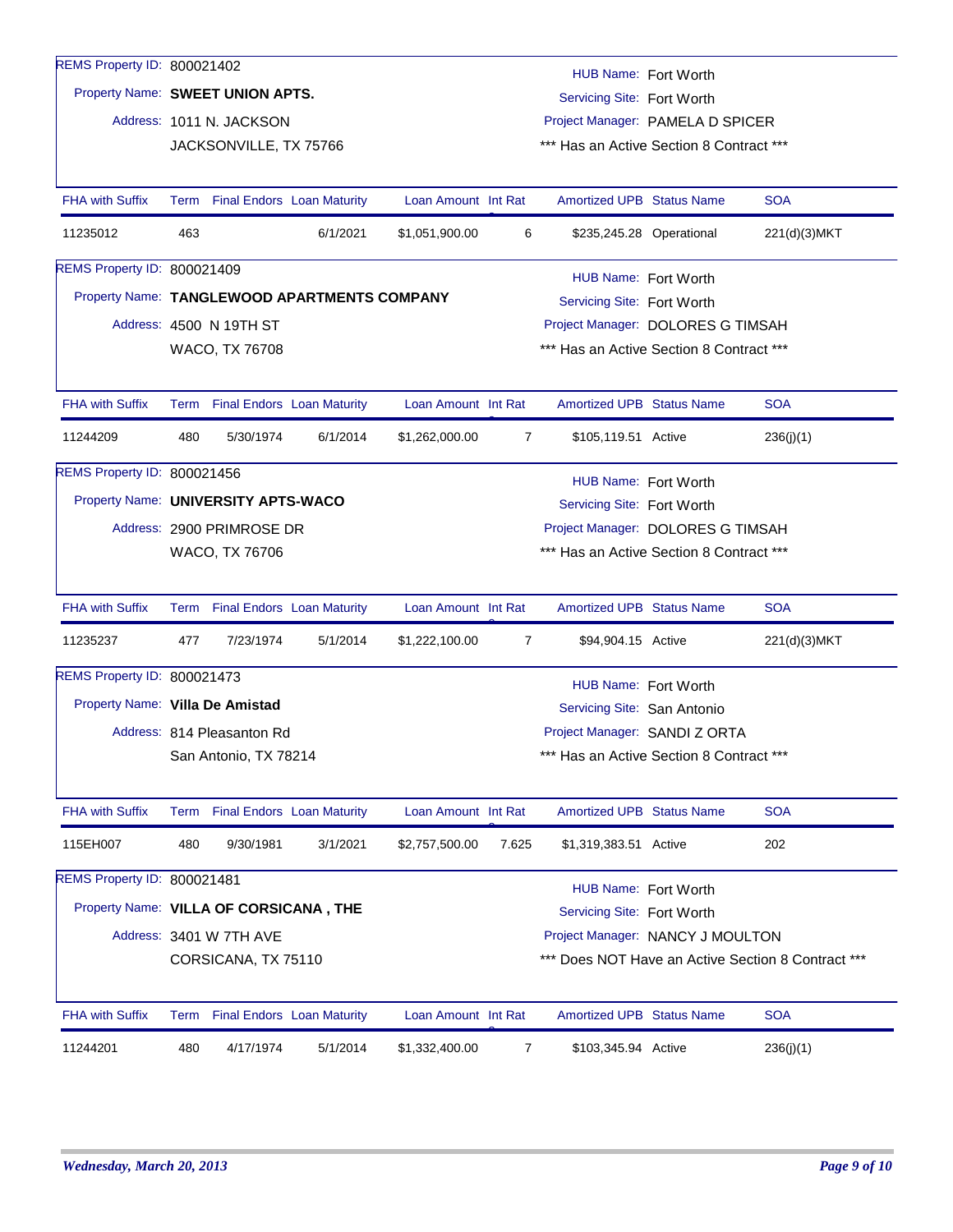REMS Property ID: 800021402

Property Name: **SWEET UNION APTS.**

Address: 1011 N. JACKSON
JACKSONVILLE, TX 75766

HUB Name: Fort Worth
Servicing Site: Fort Worth
Project Manager: PAMELA D SPICER
*** Has an Active Section 8 Contract ***

| FHA with Suffix | Term | Final Endors | Loan Maturity | Loan Amount | Int Rate | Amortized UPB | Status Name | SOA |
|---|---|---|---|---|---|---|---|---|
| 11235012 | 463 | | 6/1/2021 | $1,051,900.00 | 6 | $235,245.28 | Operational | 221(d)(3)MKT |

REMS Property ID: 800021409

Property Name: **TANGLEWOOD APARTMENTS COMPANY**

Address: 4500 N 19TH ST
WACO, TX 76708

HUB Name: Fort Worth
Servicing Site: Fort Worth
Project Manager: DOLORES G TIMSAH
*** Has an Active Section 8 Contract ***

| FHA with Suffix | Term | Final Endors | Loan Maturity | Loan Amount | Int Rate | Amortized UPB | Status Name | SOA |
|---|---|---|---|---|---|---|---|---|
| 11244209 | 480 | 5/30/1974 | 6/1/2014 | $1,262,000.00 | 7 | $105,119.51 | Active | 236(j)(1) |

REMS Property ID: 800021456

Property Name: **UNIVERSITY APTS-WACO**

Address: 2900 PRIMROSE DR
WACO, TX 76706

HUB Name: Fort Worth
Servicing Site: Fort Worth
Project Manager: DOLORES G TIMSAH
*** Has an Active Section 8 Contract ***

| FHA with Suffix | Term | Final Endors | Loan Maturity | Loan Amount | Int Rate | Amortized UPB | Status Name | SOA |
|---|---|---|---|---|---|---|---|---|
| 11235237 | 477 | 7/23/1974 | 5/1/2014 | $1,222,100.00 | 7 | $94,904.15 | Active | 221(d)(3)MKT |

REMS Property ID: 800021473

Property Name: **Villa De Amistad**

Address: 814 Pleasanton Rd
San Antonio, TX 78214

HUB Name: Fort Worth
Servicing Site: San Antonio
Project Manager: SANDI Z ORTA
*** Has an Active Section 8 Contract ***

| FHA with Suffix | Term | Final Endors | Loan Maturity | Loan Amount | Int Rate | Amortized UPB | Status Name | SOA |
|---|---|---|---|---|---|---|---|---|
| 115EH007 | 480 | 9/30/1981 | 3/1/2021 | $2,757,500.00 | 7.625 | $1,319,383.51 | Active | 202 |

REMS Property ID: 800021481

Property Name: **VILLA OF CORSICANA , THE**

Address: 3401 W 7TH AVE
CORSICANA, TX 75110

HUB Name: Fort Worth
Servicing Site: Fort Worth
Project Manager: NANCY J MOULTON
*** Does NOT Have an Active Section 8 Contract ***

| FHA with Suffix | Term | Final Endors | Loan Maturity | Loan Amount | Int Rate | Amortized UPB | Status Name | SOA |
|---|---|---|---|---|---|---|---|---|
| 11244201 | 480 | 4/17/1974 | 5/1/2014 | $1,332,400.00 | 7 | $103,345.94 | Active | 236(j)(1) |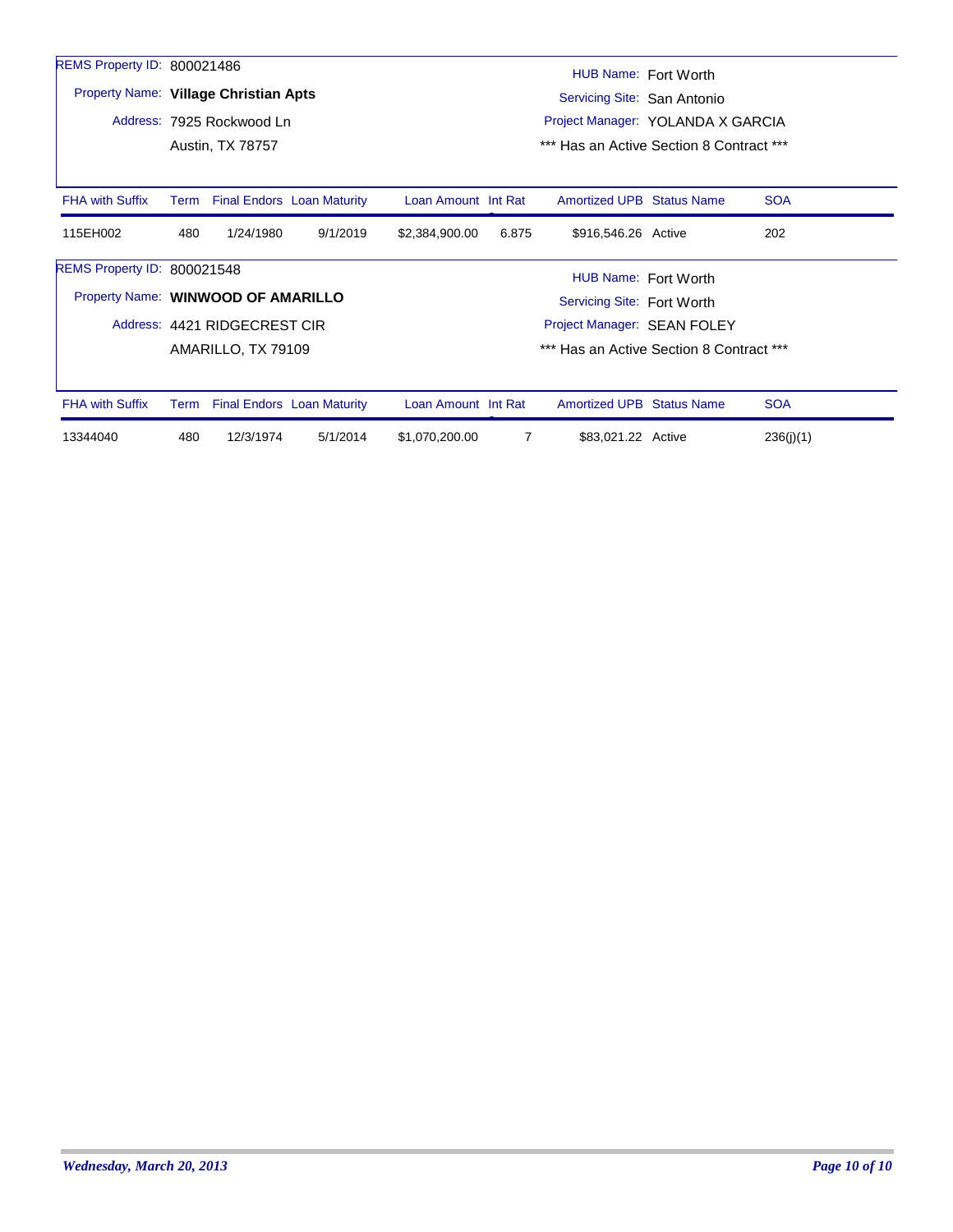REMS Property ID: 800021486

Property Name: **Village Christian Apts**

Address: 7925 Rockwood Ln

Austin, TX 78757

HUB Name: Fort Worth

Servicing Site: San Antonio

Project Manager: YOLANDA X GARCIA

*** Has an Active Section 8 Contract ***

| FHA with Suffix | Term | Final Endors | Loan Maturity | Loan Amount | Int Rate | Amortized UPB | Status Name | SOA |
|---|---|---|---|---|---|---|---|---|
| 115EH002 | 480 | 1/24/1980 | 9/1/2019 | $2,384,900.00 | 6.875 | $916,546.26 | Active | 202 |

REMS Property ID: 800021548

Property Name: **WINWOOD OF AMARILLO**

Address: 4421 RIDGECREST CIR

AMARILLO, TX 79109

HUB Name: Fort Worth

Servicing Site: Fort Worth

Project Manager: SEAN FOLEY

*** Has an Active Section 8 Contract ***

| FHA with Suffix | Term | Final Endors | Loan Maturity | Loan Amount | Int Rate | Amortized UPB | Status Name | SOA |
|---|---|---|---|---|---|---|---|---|
| 13344040 | 480 | 12/3/1974 | 5/1/2014 | $1,070,200.00 | 7 | $83,021.22 | Active | 236(j)(1) |

*Wednesday, March 20, 2013*